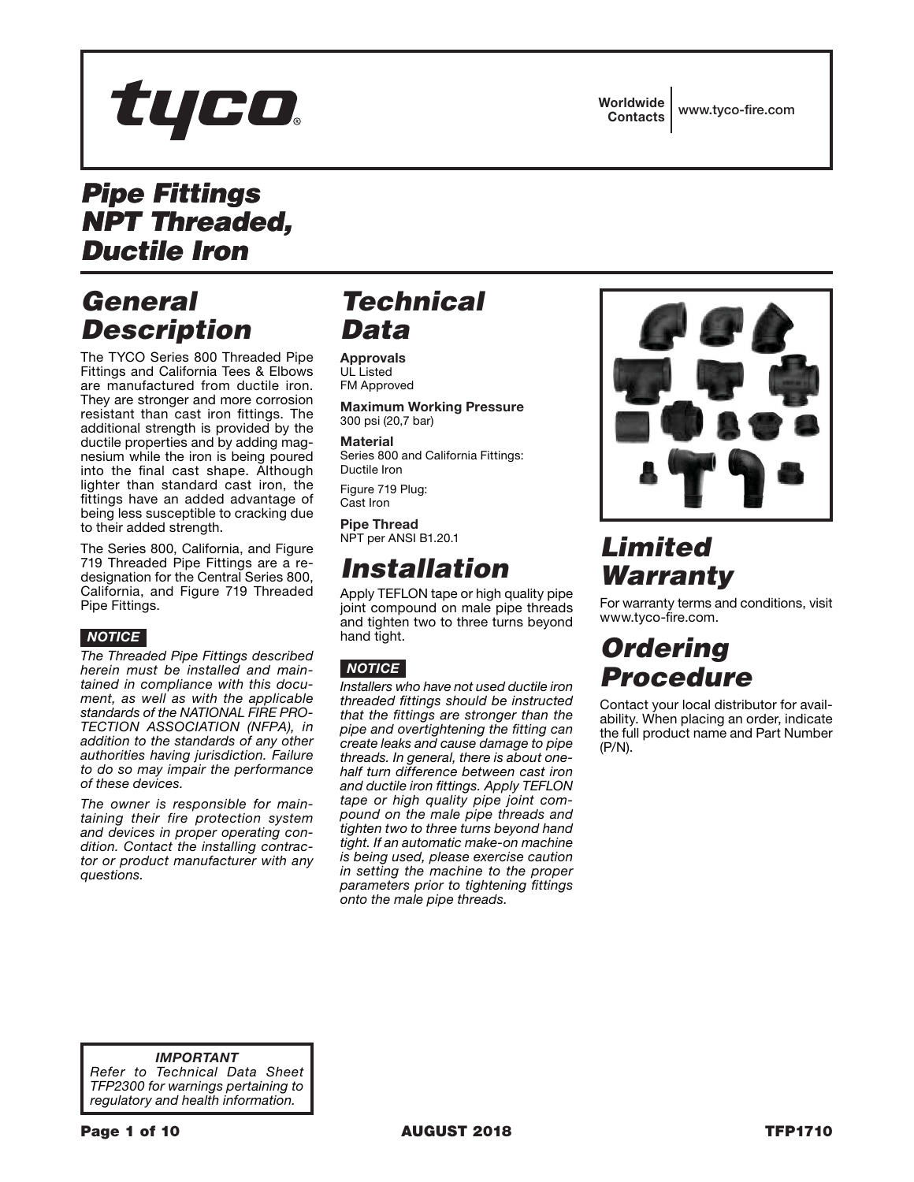# tyco

Worldwide Contacts | www.tyco-fire.com

# Pipe Fittings NPT Threaded, Ductile Iron

## General Description

The TYCO Series 800 Threaded Pipe Fittings and California Tees & Elbows are manufactured from ductile iron. They are stronger and more corrosion resistant than cast iron fittings. The additional strength is provided by the ductile properties and by adding magnesium while the iron is being poured into the final cast shape. Although lighter than standard cast iron, the fittings have an added advantage of being less susceptible to cracking due to their added strength.

The Series 800, California, and Figure 719 Threaded Pipe Fittings are a re-designation for the Central Series 800, California, and Figure 719 Threaded Pipe Fittings.

***NOTICE***

*The Threaded Pipe Fittings described herein must be installed and maintained in compliance with this document, as well as with the applicable standards of the NATIONAL FIRE PROTECTION ASSOCIATION (NFPA), in addition to the standards of any other authorities having jurisdiction. Failure to do so may impair the performance of these devices.*

*The owner is responsible for maintaining their fire protection system and devices in proper operating condition. Contact the installing contractor or product manufacturer with any questions.*

## Technical Data

**Approvals**
UL Listed
FM Approved

**Maximum Working Pressure**
300 psi (20,7 bar)

**Material**
Series 800 and California Fittings: Ductile Iron

Figure 719 Plug: Cast Iron

**Pipe Thread**
NPT per ANSI B1.20.1

## Installation

Apply TEFLON tape or high quality pipe joint compound on male pipe threads and tighten two to three turns beyond hand tight.

***NOTICE***

*Installers who have not used ductile iron threaded fittings should be instructed that the fittings are stronger than the pipe and overtightening the fitting can create leaks and cause damage to pipe threads. In general, there is about one-half turn difference between cast iron and ductile iron fittings. Apply TEFLON tape or high quality pipe joint compound on the male pipe threads and tighten two to three turns beyond hand tight. If an automatic make-on machine is being used, please exercise caution in setting the machine to the proper parameters prior to tightening fittings onto the male pipe threads.*

## Limited Warranty

For warranty terms and conditions, visit www.tyco-fire.com.

## Ordering Procedure

Contact your local distributor for availability. When placing an order, indicate the full product name and Part Number (P/N).

***IMPORTANT***
*Refer to Technical Data Sheet TFP2300 for warnings pertaining to regulatory and health information.*

AUGUST 2018

TFP1710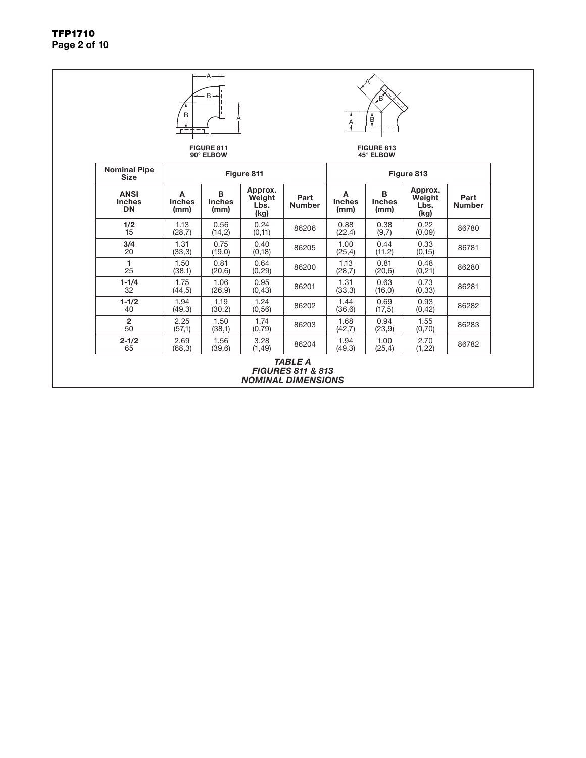FIGURE 811
90° ELBOW

FIGURE 813
45° ELBOW

| Nominal Pipe Size | Figure 811 | | | | Figure 813 | | | |
|---|---|---|---|---|---|---|---|---|
| ANSI Inches DN | A Inches (mm) | B Inches (mm) | Approx. Weight Lbs. (kg) | Part Number | A Inches (mm) | B Inches (mm) | Approx. Weight Lbs. (kg) | Part Number |
| **1/2** 15 | 1.13 (28,7) | 0.56 (14,2) | 0.24 (0,11) | 86206 | 0.88 (22,4) | 0.38 (9,7) | 0.22 (0,09) | 86780 |
| **3/4** 20 | 1.31 (33,3) | 0.75 (19,0) | 0.40 (0,18) | 86205 | 1.00 (25,4) | 0.44 (11,2) | 0.33 (0,15) | 86781 |
| **1** 25 | 1.50 (38,1) | 0.81 (20,6) | 0.64 (0,29) | 86200 | 1.13 (28,7) | 0.81 (20,6) | 0.48 (0,21) | 86280 |
| **1-1/4** 32 | 1.75 (44,5) | 1.06 (26,9) | 0.95 (0,43) | 86201 | 1.31 (33,3) | 0.63 (16,0) | 0.73 (0,33) | 86281 |
| **1-1/2** 40 | 1.94 (49,3) | 1.19 (30,2) | 1.24 (0,56) | 86202 | 1.44 (36,6) | 0.69 (17,5) | 0.93 (0,42) | 86282 |
| **2** 50 | 2.25 (57,1) | 1.50 (38,1) | 1.74 (0,79) | 86203 | 1.68 (42,7) | 0.94 (23,9) | 1.55 (0,70) | 86283 |
| **2-1/2** 65 | 2.69 (68,3) | 1.56 (39,6) | 3.28 (1,49) | 86204 | 1.94 (49,3) | 1.00 (25,4) | 2.70 (1,22) | 86782 |

***TABLE A***
***FIGURES 811 & 813***
***NOMINAL DIMENSIONS***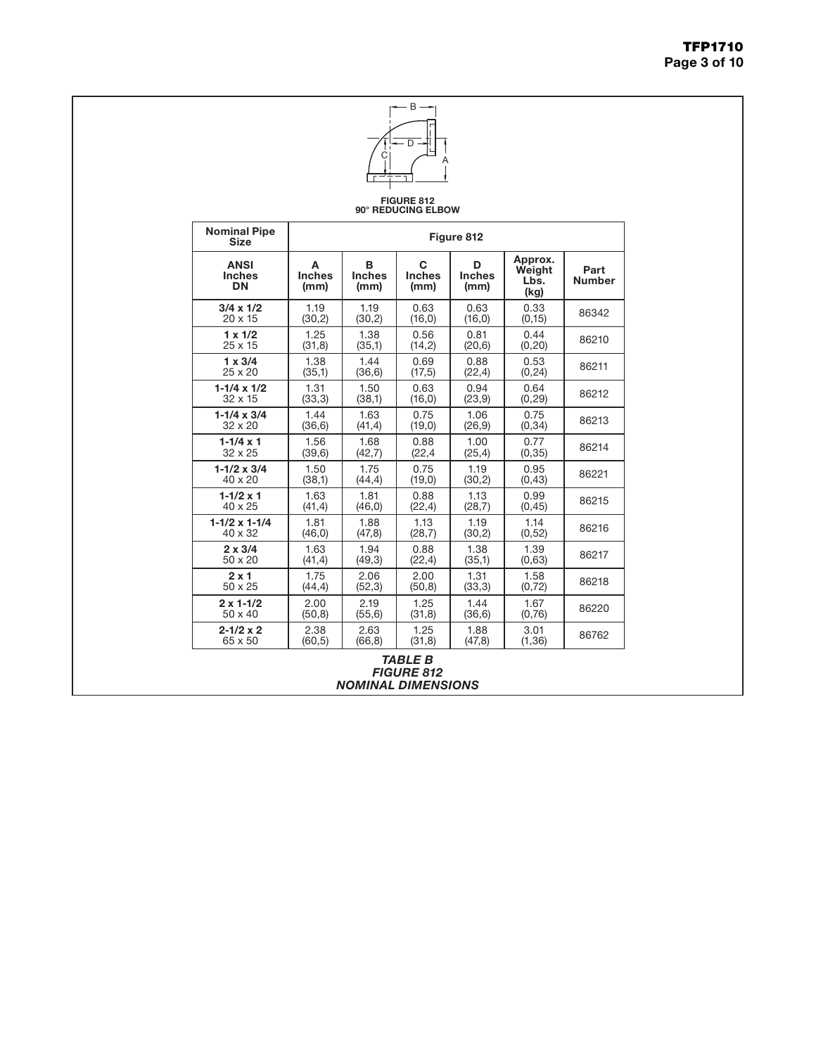B
D
C
A

FIGURE 812
90° REDUCING ELBOW

| Nominal Pipe Size | Figure 812 | | | | | |
|---|---|---|---|---|---|---|
| ANSI Inches DN | A Inches (mm) | B Inches (mm) | C Inches (mm) | D Inches (mm) | Approx. Weight Lbs. (kg) | Part Number |
| **3/4 x 1/2** 20 x 15 | 1.19 (30,2) | 1.19 (30,2) | 0.63 (16,0) | 0.63 (16,0) | 0.33 (0,15) | 86342 |
| **1 x 1/2** 25 x 15 | 1.25 (31,8) | 1.38 (35,1) | 0.56 (14,2) | 0.81 (20,6) | 0.44 (0,20) | 86210 |
| **1 x 3/4** 25 x 20 | 1.38 (35,1) | 1.44 (36,6) | 0.69 (17,5) | 0.88 (22,4) | 0.53 (0,24) | 86211 |
| **1-1/4 x 1/2** 32 x 15 | 1.31 (33,3) | 1.50 (38,1) | 0.63 (16,0) | 0.94 (23,9) | 0.64 (0,29) | 86212 |
| **1-1/4 x 3/4** 32 x 20 | 1.44 (36,6) | 1.63 (41,4) | 0.75 (19,0) | 1.06 (26,9) | 0.75 (0,34) | 86213 |
| **1-1/4 x 1** 32 x 25 | 1.56 (39,6) | 1.68 (42,7) | 0.88 (22,4 | 1.00 (25,4) | 0.77 (0,35) | 86214 |
| **1-1/2 x 3/4** 40 x 20 | 1.50 (38,1) | 1.75 (44,4) | 0.75 (19,0) | 1.19 (30,2) | 0.95 (0,43) | 86221 |
| **1-1/2 x 1** 40 x 25 | 1.63 (41,4) | 1.81 (46,0) | 0.88 (22,4) | 1.13 (28,7) | 0.99 (0,45) | 86215 |
| **1-1/2 x 1-1/4** 40 x 32 | 1.81 (46,0) | 1.88 (47,8) | 1.13 (28,7) | 1.19 (30,2) | 1.14 (0,52) | 86216 |
| **2 x 3/4** 50 x 20 | 1.63 (41,4) | 1.94 (49,3) | 0.88 (22,4) | 1.38 (35,1) | 1.39 (0,63) | 86217 |
| **2 x 1** 50 x 25 | 1.75 (44,4) | 2.06 (52,3) | 2.00 (50,8) | 1.31 (33,3) | 1.58 (0,72) | 86218 |
| **2 x 1-1/2** 50 x 40 | 2.00 (50,8) | 2.19 (55,6) | 1.25 (31,8) | 1.44 (36,6) | 1.67 (0,76) | 86220 |
| **2-1/2 x 2** 65 x 50 | 2.38 (60,5) | 2.63 (66,8) | 1.25 (31,8) | 1.88 (47,8) | 3.01 (1,36) | 86762 |

***TABLE B***
***FIGURE 812***
***NOMINAL DIMENSIONS***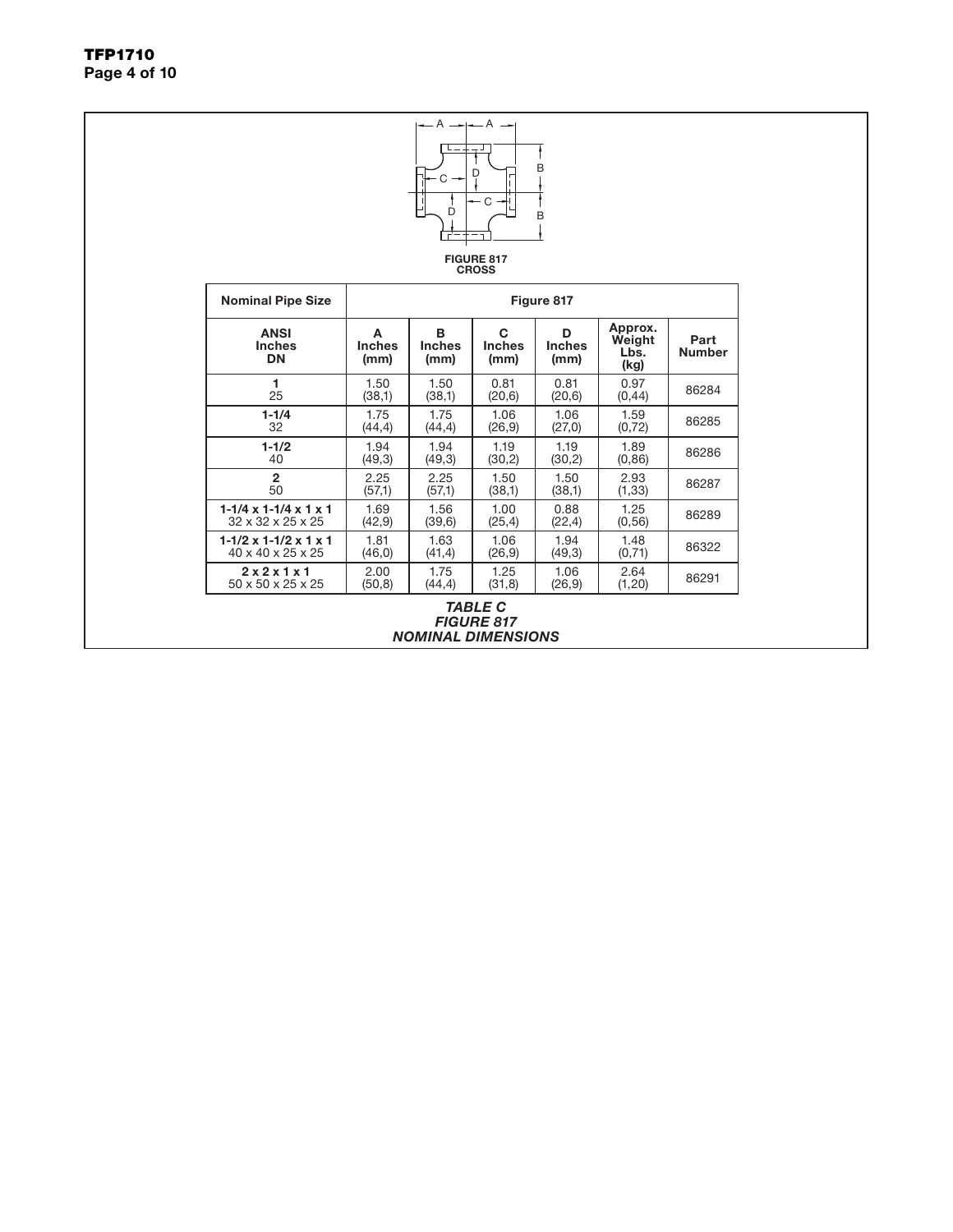FIGURE 817
CROSS

| Nominal Pile Size | Figure 817 | | | | | |
|---|---|---|---|---|---|---|
| **ANSI Inches DN** | **A Inches (mm)** | **B Inches (mm)** | **C Inches (mm)** | **D Inches (mm)** | **Approx. Weight Lbs. (kg)** | **Part Number** |
| **1** 25 | 1.50 (38,1) | 1.50 (38,1) | 0.81 (20,6) | 0.81 (20,6) | 0.97 (0,44) | 86284 |
| **1-1/4** 32 | 1.75 (44,4) | 1.75 (44,4) | 1.06 (26,9) | 1.06 (27,0) | 1.59 (0,72) | 86285 |
| **1-1/2** 40 | 1.94 (49,3) | 1.94 (49,3) | 1.19 (30,2) | 1.19 (30,2) | 1.89 (0,86) | 86286 |
| **2** 50 | 2.25 (57,1) | 2.25 (57,1) | 1.50 (38,1) | 1.50 (38,1) | 2.93 (1,33) | 86287 |
| **1-1/4 x 1-1/4 x 1 x 1** 32 x 32 x 25 x 25 | 1.69 (42,9) | 1.56 (39,6) | 1.00 (25,4) | 0.88 (22,4) | 1.25 (0,56) | 86289 |
| **1-1/2 x 1-1/2 x 1 x 1** 40 x 40 x 25 x 25 | 1.81 (46,0) | 1.63 (41,4) | 1.06 (26,9) | 1.94 (49,3) | 1.48 (0,71) | 86322 |
| **2 x 2 x 1 x 1** 50 x 50 x 25 x 25 | 2.00 (50,8) | 1.75 (44,4) | 1.25 (31,8) | 1.06 (26,9) | 2.64 (1,20) | 86291 |

*TABLE C*
*FIGURE 817*
*NOMINAL DIMENSIONS*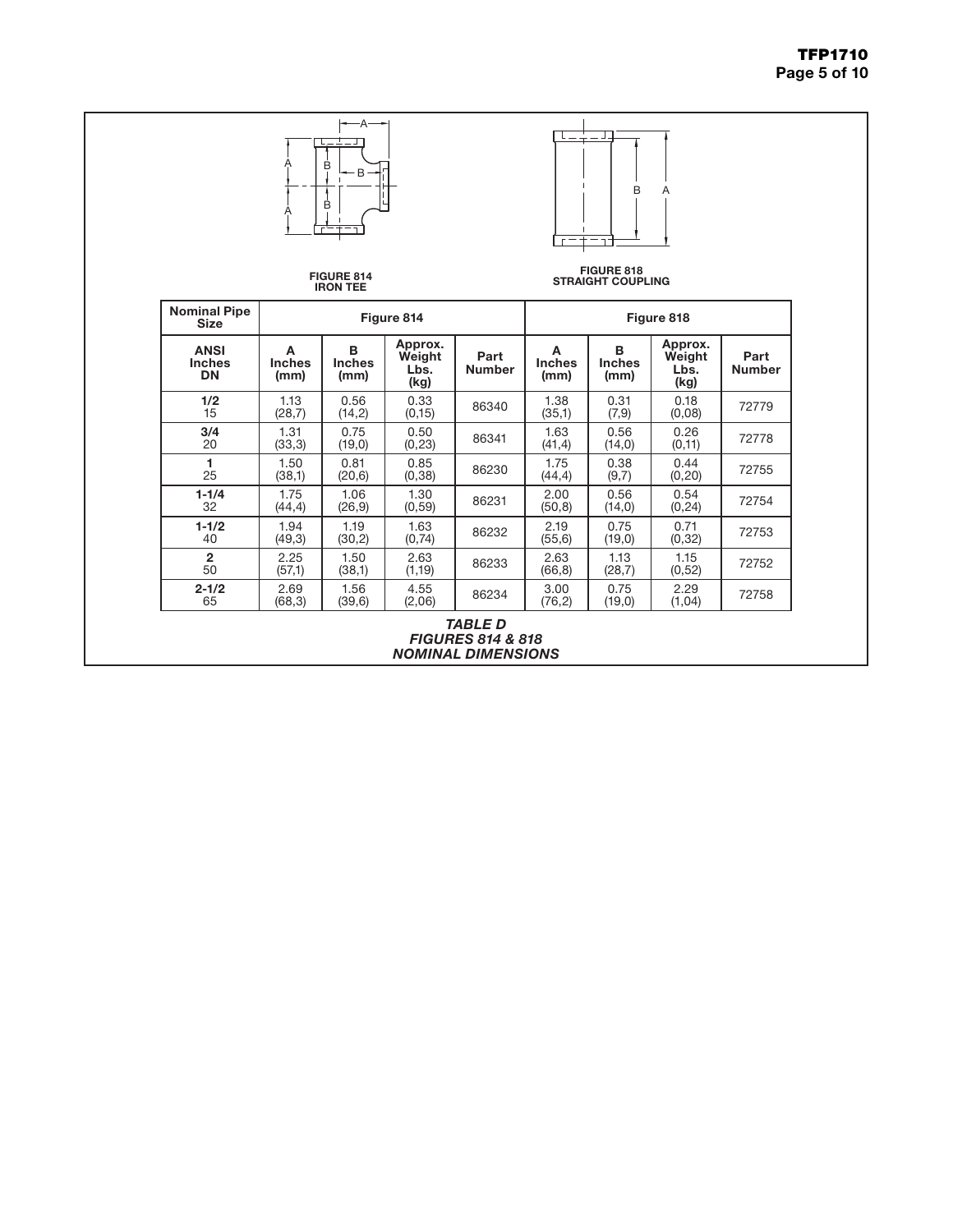FIGURE 814
IRON TEE

FIGURE 818
STRAIGHT COUPLING

| Nominal Pipe Size | Figure 814 | | | | Figure 818 | | | |
|---|---|---|---|---|---|---|---|---|
| **ANSI Inches DN** | **A Inches (mm)** | **B Inches (mm)** | **Approx. Weight Lbs. (kg)** | **Part Number** | **A Inches (mm)** | **B Inches (mm)** | **Approx. Weight Lbs. (kg)** | **Part Number** |
| **1/2** 15 | 1.13 (28,7) | 0.56 (14,2) | 0.33 (0,15) | 86340 | 1.38 (35,1) | 0.31 (7,9) | 0.18 (0,08) | 72779 |
| **3/4** 20 | 1.31 (33,3) | 0.75 (19,0) | 0.50 (0,23) | 86341 | 1.63 (41,4) | 0.56 (14,0) | 0.26 (0,11) | 72778 |
| **1** 25 | 1.50 (38,1) | 0.81 (20,6) | 0.85 (0,38) | 86230 | 1.75 (44,4) | 0.38 (9,7) | 0.44 (0,20) | 72755 |
| **1-1/4** 32 | 1.75 (44,4) | 1.06 (26,9) | 1.30 (0,59) | 86231 | 2.00 (50,8) | 0.56 (14,0) | 0.54 (0,24) | 72754 |
| **1-1/2** 40 | 1.94 (49,3) | 1.19 (30,2) | 1.63 (0,74) | 86232 | 2.19 (55,6) | 0.75 (19,0) | 0.71 (0,32) | 72753 |
| **2** 50 | 2.25 (57,1) | 1.50 (38,1) | 2.63 (1,19) | 86233 | 2.63 (66,8) | 1.13 (28,7) | 1.15 (0,52) | 72752 |
| **2-1/2** 65 | 2.69 (68,3) | 1.56 (39,6) | 4.55 (2,06) | 86234 | 3.00 (76,2) | 0.75 (19,0) | 2.29 (1,04) | 72758 |

***TABLE D***
***FIGURES 814 & 818***
***NOMINAL DIMENSIONS***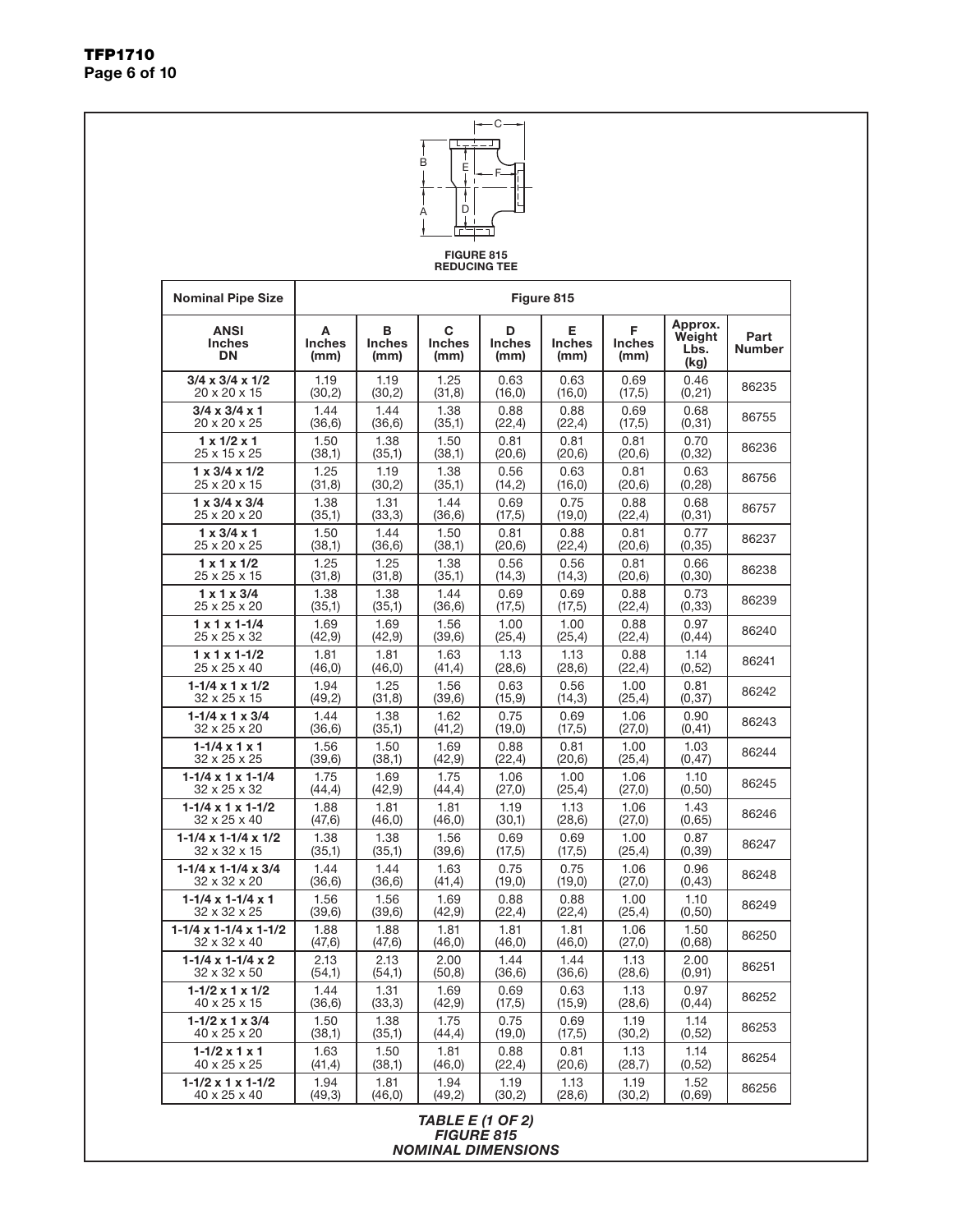FIGURE 815
REDUCING TEE

| Nominal Pipe Size | Figure 815 | | | | | | | |
|---|---|---|---|---|---|---|---|---|
| ANSI Inches DN | A Inches (mm) | B Inches (mm) | C Inches (mm) | D Inches (mm) | E Inches (mm) | F Inches (mm) | Approx. Weight Lbs. (kg) | Part Number |
| 3/4 x 3/4 x 1/2<br>20 x 20 x 15 | 1.19<br>(30,2) | 1.19<br>(30,2) | 1.25<br>(31,8) | 0.63<br>(16,0) | 0.63<br>(16,0) | 0.69<br>(17,5) | 0.46<br>(0,21) | 86235 |
| 3/4 x 3/4 x 1<br>20 x 20 x 25 | 1.44<br>(36,6) | 1.44<br>(36,6) | 1.38<br>(35,1) | 0.88<br>(22,4) | 0.88<br>(22,4) | 0.69<br>(17,5) | 0.68<br>(0,31) | 86755 |
| 1 x 1/2 x 1<br>25 x 15 x 25 | 1.50<br>(38,1) | 1.38<br>(35,1) | 1.50<br>(38,1) | 0.81<br>(20,6) | 0.81<br>(20,6) | 0.81<br>(20,6) | 0.70<br>(0,32) | 86236 |
| 1 x 3/4 x 1/2<br>25 x 20 x 15 | 1.25<br>(31,8) | 1.19<br>(30,2) | 1.38<br>(35,1) | 0.56<br>(14,2) | 0.63<br>(16,0) | 0.81<br>(20,6) | 0.63<br>(0,28) | 86756 |
| 1 x 3/4 x 3/4<br>25 x 20 x 20 | 1.38<br>(35,1) | 1.31<br>(33,3) | 1.44<br>(36,6) | 0.69<br>(17,5) | 0.75<br>(19,0) | 0.88<br>(22,4) | 0.68<br>(0,31) | 86757 |
| 1 x 3/4 x 1<br>25 x 20 x 25 | 1.50<br>(38,1) | 1.44<br>(36,6) | 1.50<br>(38,1) | 0.81<br>(20,6) | 0.88<br>(22,4) | 0.81<br>(20,6) | 0.77<br>(0,35) | 86237 |
| 1 x 1 x 1/2<br>25 x 25 x 15 | 1.25<br>(31,8) | 1.25<br>(31,8) | 1.38<br>(35,1) | 0.56<br>(14,3) | 0.56<br>(14,3) | 0.81<br>(20,6) | 0.66<br>(0,30) | 86238 |
| 1 x 1 x 3/4<br>25 x 25 x 20 | 1.38<br>(35,1) | 1.38<br>(35,1) | 1.44<br>(36,6) | 0.69<br>(17,5) | 0.69<br>(17,5) | 0.88<br>(22,4) | 0.73<br>(0,33) | 86239 |
| 1 x 1 x 1-1/4<br>25 x 25 x 32 | 1.69<br>(42,9) | 1.69<br>(42,9) | 1.56<br>(39,6) | 1.00<br>(25,4) | 1.00<br>(25,4) | 0.88<br>(22,4) | 0.97<br>(0,44) | 86240 |
| 1 x 1 x 1-1/2<br>25 x 25 x 40 | 1.81<br>(46,0) | 1.81<br>(46,0) | 1.63<br>(41,4) | 1.13<br>(28,6) | 1.13<br>(28,6) | 0.88<br>(22,4) | 1.14<br>(0,52) | 86241 |
| 1-1/4 x 1 x 1/2<br>32 x 25 x 15 | 1.94<br>(49,2) | 1.25<br>(31,8) | 1.56<br>(39,6) | 0.63<br>(15,9) | 0.56<br>(14,3) | 1.00<br>(25,4) | 0.81<br>(0,37) | 86242 |
| 1-1/4 x 1 x 3/4<br>32 x 25 x 20 | 1.44<br>(36,6) | 1.38<br>(35,1) | 1.62<br>(41,2) | 0.75<br>(19,0) | 0.69<br>(17,5) | 1.06<br>(27,0) | 0.90<br>(0,41) | 86243 |
| 1-1/4 x 1 x 1<br>32 x 25 x 25 | 1.56<br>(39,6) | 1.50<br>(38,1) | 1.69<br>(42,9) | 0.88<br>(22,4) | 0.81<br>(20,6) | 1.00<br>(25,4) | 1.03<br>(0,47) | 86244 |
| 1-1/4 x 1 x 1-1/4<br>32 x 25 x 32 | 1.75<br>(44,4) | 1.69<br>(42,9) | 1.75<br>(44,4) | 1.06<br>(27,0) | 1.00<br>(25,4) | 1.06<br>(27,0) | 1.10<br>(0,50) | 86245 |
| 1-1/4 x 1 x 1-1/2<br>32 x 25 x 40 | 1.88<br>(47,6) | 1.81<br>(46,0) | 1.81<br>(46,0) | 1.19<br>(30,1) | 1.13<br>(28,6) | 1.06<br>(27,0) | 1.43<br>(0,65) | 86246 |
| 1-1/4 x 1-1/4 x 1/2<br>32 x 32 x 15 | 1.38<br>(35,1) | 1.38<br>(35,1) | 1.56<br>(39,6) | 0.69<br>(17,5) | 0.69<br>(17,5) | 1.00<br>(25,4) | 0.87<br>(0,39) | 86247 |
| 1-1/4 x 1-1/4 x 3/4<br>32 x 32 x 20 | 1.44<br>(36,6) | 1.44<br>(36,6) | 1.63<br>(41,4) | 0.75<br>(19,0) | 0.75<br>(19,0) | 1.06<br>(27,0) | 0.96<br>(0,43) | 86248 |
| 1-1/4 x 1-1/4 x 1<br>32 x 32 x 25 | 1.56<br>(39,6) | 1.56<br>(39,6) | 1.69<br>(42,9) | 0.88<br>(22,4) | 0.88<br>(22,4) | 1.00<br>(25,4) | 1.10<br>(0,50) | 86249 |
| 1-1/4 x 1-1/4 x 1-1/2<br>32 x 32 x 40 | 1.88<br>(47,6) | 1.88<br>(47,6) | 1.81<br>(46,0) | 1.81<br>(46,0) | 1.81<br>(46,0) | 1.06<br>(27,0) | 1.50<br>(0,68) | 86250 |
| 1-1/4 x 1-1/4 x 2<br>32 x 32 x 50 | 2.13<br>(54,1) | 2.13<br>(54,1) | 2.00<br>(50,8) | 1.44<br>(36,6) | 1.44<br>(36,6) | 1.13<br>(28,6) | 2.00<br>(0,91) | 86251 |
| 1-1/2 x 1 x 1/2<br>40 x 25 x 15 | 1.44<br>(36,6) | 1.31<br>(33,3) | 1.69<br>(42,9) | 0.69<br>(17,5) | 0.63<br>(15,9) | 1.13<br>(28,6) | 0.97<br>(0,44) | 86252 |
| 1-1/2 x 1 x 3/4<br>40 x 25 x 20 | 1.50<br>(38,1) | 1.38<br>(35,1) | 1.75<br>(44,4) | 0.75<br>(19,0) | 0.69<br>(17,5) | 1.19<br>(30,2) | 1.14<br>(0,52) | 86253 |
| 1-1/2 x 1 x 1<br>40 x 25 x 25 | 1.63<br>(41,4) | 1.50<br>(38,1) | 1.81<br>(46,0) | 0.88<br>(22,4) | 0.81<br>(20,6) | 1.13<br>(28,7) | 1.14<br>(0,52) | 86254 |
| 1-1/2 x 1 x 1-1/2<br>40 x 25 x 40 | 1.94<br>(49,3) | 1.81<br>(46,0) | 1.94<br>(49,2) | 1.19<br>(30,2) | 1.13<br>(28,6) | 1.19<br>(30,2) | 1.52<br>(0,69) | 86256 |

*TABLE E (1 OF 2)*
*FIGURE 815*
*NOMINAL DIMENSIONS*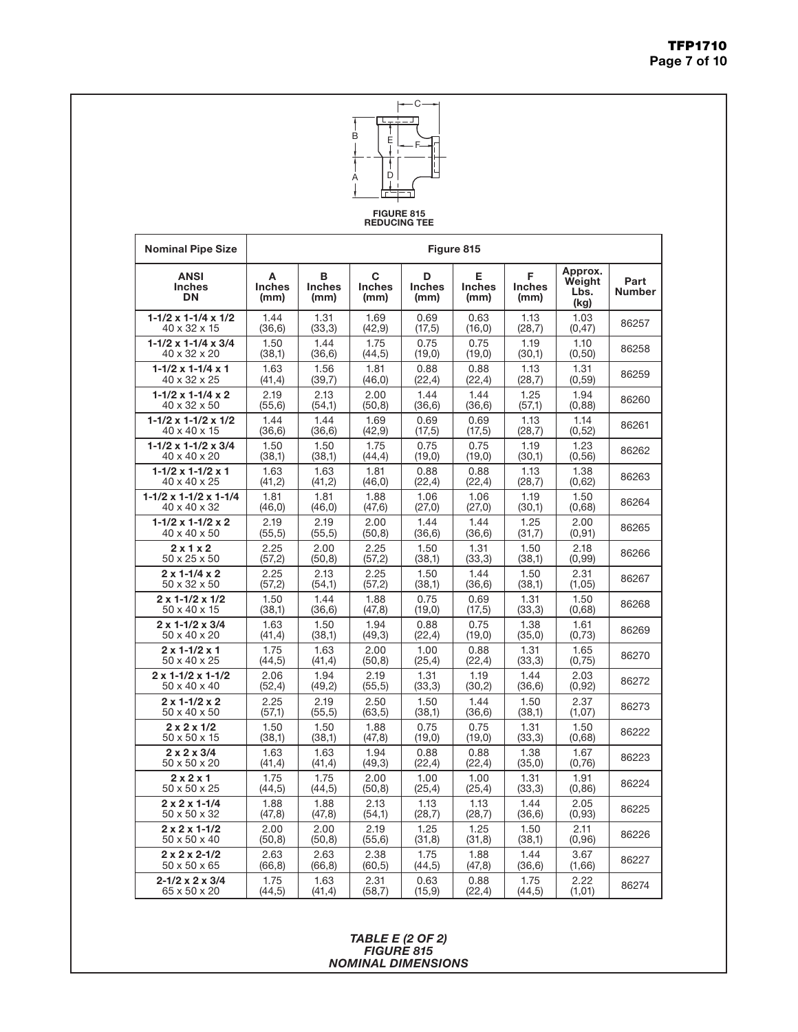FIGURE 815
REDUCING TEE

| Nominal Pipe Size | Figure 815 | | | | | | | | |
|---|---|---|---|---|---|---|---|---|---|
| ANSI Inches DN | A Inches (mm) | B Inches (mm) | C Inches (mm) | D Inches (mm) | E Inches (mm) | F Inches (mm) | Approx. Weight Lbs. (kg) | Part Number |
| **1-1/2 x 1-1/4 x 1/2** 40 x 32 x 15 | 1.44 (36,6) | 1.31 (33,3) | 1.69 (42,9) | 0.69 (17,5) | 0.63 (16,0) | 1.13 (28,7) | 1.03 (0,47) | 86257 |
| **1-1/2 x 1-1/4 x 3/4** 40 x 32 x 20 | 1.50 (38,1) | 1.44 (36,6) | 1.75 (44,5) | 0.75 (19,0) | 0.75 (19,0) | 1.19 (30,1) | 1.10 (0,50) | 86258 |
| **1-1/2 x 1-1/4 x 1** 40 x 32 x 25 | 1.63 (41,4) | 1.56 (39,7) | 1.81 (46,0) | 0.88 (22,4) | 0.88 (22,4) | 1.13 (28,7) | 1.31 (0,59) | 86259 |
| **1-1/2 x 1-1/4 x 2** 40 x 32 x 50 | 2.19 (55,6) | 2.13 (54,1) | 2.00 (50,8) | 1.44 (36,6) | 1.44 (36,6) | 1.25 (57,1) | 1.94 (0,88) | 86260 |
| **1-1/2 x 1-1/2 x 1/2** 40 x 40 x 15 | 1.44 (36,6) | 1.44 (36,6) | 1.69 (42,9) | 0.69 (17,5) | 0.69 (17,5) | 1.13 (28,7) | 1.14 (0,52) | 86261 |
| **1-1/2 x 1-1/2 x 3/4** 40 x 40 x 20 | 1.50 (38,1) | 1.50 (38,1) | 1.75 (44,4) | 0.75 (19,0) | 0.75 (19,0) | 1.19 (30,1) | 1.23 (0,56) | 86262 |
| **1-1/2 x 1-1/2 x 1** 40 x 40 x 25 | 1.63 (41,2) | 1.63 (41,2) | 1.81 (46,0) | 0.88 (22,4) | 0.88 (22,4) | 1.13 (28,7) | 1.38 (0,62) | 86263 |
| **1-1/2 x 1-1/2 x 1-1/4** 40 x 40 x 32 | 1.81 (46,0) | 1.81 (46,0) | 1.88 (47,6) | 1.06 (27,0) | 1.06 (27,0) | 1.19 (30,1) | 1.50 (0,68) | 86264 |
| **1-1/2 x 1-1/2 x 2** 40 x 40 x 50 | 2.19 (55,5) | 2.19 (55,5) | 2.00 (50,8) | 1.44 (36,6) | 1.44 (36,6) | 1.25 (31,7) | 2.00 (0,91) | 86265 |
| **2 x 1 x 2** 50 x 25 x 50 | 2.25 (57,2) | 2.00 (50,8) | 2.25 (57,2) | 1.50 (38,1) | 1.31 (33,3) | 1.50 (38,1) | 2.18 (0,99) | 86266 |
| **2 x 1-1/4 x 2** 50 x 32 x 50 | 2.25 (57,2) | 2.13 (54,1) | 2.25 (57,2) | 1.50 (38,1) | 1.44 (36,6) | 1.50 (38,1) | 2.31 (1,05) | 86267 |
| **2 x 1-1/2 x 1/2** 50 x 40 x 15 | 1.50 (38,1) | 1.44 (36,6) | 1.88 (47,8) | 0.75 (19,0) | 0.69 (17,5) | 1.31 (33,3) | 1.50 (0,68) | 86268 |
| **2 x 1-1/2 x 3/4** 50 x 40 x 20 | 1.63 (41,4) | 1.50 (38,1) | 1.94 (49,3) | 0.88 (22,4) | 0.75 (19,0) | 1.38 (35,0) | 1.61 (0,73) | 86269 |
| **2 x 1-1/2 x 1** 50 x 40 x 25 | 1.75 (44,5) | 1.63 (41,4) | 2.00 (50,8) | 1.00 (25,4) | 0.88 (22,4) | 1.31 (33,3) | 1.65 (0,75) | 86270 |
| **2 x 1-1/2 x 1-1/2** 50 x 40 x 40 | 2.06 (52,4) | 1.94 (49,2) | 2.19 (55,5) | 1.31 (33,3) | 1.19 (30,2) | 1.44 (36,6) | 2.03 (0,92) | 86272 |
| **2 x 1-1/2 x 2** 50 x 40 x 50 | 2.25 (57,1) | 2.19 (55,5) | 2.50 (63,5) | 1.50 (38,1) | 1.44 (36,6) | 1.50 (38,1) | 2.37 (1,07) | 86273 |
| **2 x 2 x 1/2** 50 x 50 x 15 | 1.50 (38,1) | 1.50 (38,1) | 1.88 (47,8) | 0.75 (19,0) | 0.75 (19,0) | 1.31 (33,3) | 1.50 (0,68) | 86222 |
| **2 x 2 x 3/4** 50 x 50 x 20 | 1.63 (41,4) | 1.63 (41,4) | 1.94 (49,3) | 0.88 (22,4) | 0.88 (22,4) | 1.38 (35,0) | 1.67 (0,76) | 86223 |
| **2 x 2 x 1** 50 x 50 x 25 | 1.75 (44,5) | 1.75 (44,5) | 2.00 (50,8) | 1.00 (25,4) | 1.00 (25,4) | 1.31 (33,3) | 1.91 (0,86) | 86224 |
| **2 x 2 x 1-1/4** 50 x 50 x 32 | 1.88 (47,8) | 1.88 (47,8) | 2.13 (54,1) | 1.13 (28,7) | 1.13 (28,7) | 1.44 (36,6) | 2.05 (0,93) | 86225 |
| **2 x 2 x 1-1/2** 50 x 50 x 40 | 2.00 (50,8) | 2.00 (50,8) | 2.19 (55,6) | 1.25 (31,8) | 1.25 (31,8) | 1.50 (38,1) | 2.11 (0,96) | 86226 |
| **2 x 2 x 2-1/2** 50 x 50 x 65 | 2.63 (66,8) | 2.63 (66,8) | 2.38 (60,5) | 1.75 (44,5) | 1.88 (47,8) | 1.44 (36,6) | 3.67 (1,66) | 86227 |
| **2-1/2 x 2 x 3/4** 65 x 50 x 20 | 1.75 (44,5) | 1.63 (41,4) | 2.31 (58,7) | 0.63 (15,9) | 0.88 (22,4) | 1.75 (44,5) | 2.22 (1,01) | 86274 |

*TABLE E (2 OF 2)*
*FIGURE 815*
*NOMINAL DIMENSIONS*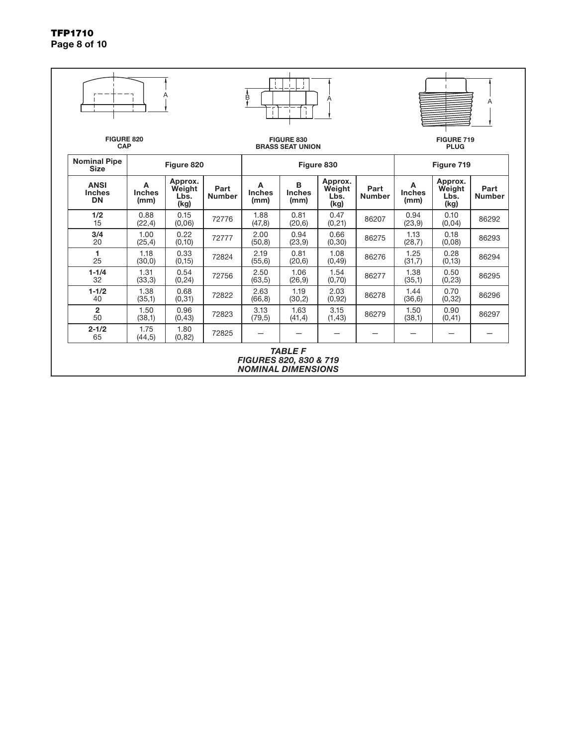FIGURE 820
CAP

FIGURE 830
BRASS SEAT UNION

FIGURE 719
PLUG

| Nominal Pipe Size | Figure 820 | | | Figure 830 | | | | Figure 719 | | |
|---|---|---|---|---|---|---|---|---|---|---|
| ANSI Inches DN | A Inches (mm) | Approx. Weight Lbs. (kg) | Part Number | A Inches (mm) | B Inches (mm) | Approx. Weight Lbs. (kg) | Part Number | A Inches (mm) | Approx. Weight Lbs. (kg) | Part Number |
| **1/2** 15 | 0.88 (22,4) | 0.15 (0,06) | 72776 | 1.88 (47,8) | 0.81 (20,6) | 0.47 (0,21) | 86207 | 0.94 (23,9) | 0.10 (0,04) | 86292 |
| **3/4** 20 | 1.00 (25,4) | 0.22 (0,10) | 72777 | 2.00 (50,8) | 0.94 (23,9) | 0.66 (0,30) | 86275 | 1.13 (28,7) | 0.18 (0,08) | 86293 |
| **1** 25 | 1.18 (30,0) | 0.33 (0,15) | 72824 | 2.19 (55,6) | 0.81 (20,6) | 1.08 (0,49) | 86276 | 1.25 (31,7) | 0.28 (0,13) | 86294 |
| **1-1/4** 32 | 1.31 (33,3) | 0.54 (0,24) | 72756 | 2.50 (63,5) | 1.06 (26,9) | 1.54 (0,70) | 86277 | 1.38 (35,1) | 0.50 (0,23) | 86295 |
| **1-1/2** 40 | 1.38 (35,1) | 0.68 (0,31) | 72822 | 2.63 (66,8) | 1.19 (30,2) | 2.03 (0,92) | 86278 | 1.44 (36,6) | 0.70 (0,32) | 86296 |
| **2** 50 | 1.50 (38,1) | 0.96 (0,43) | 72823 | 3.13 (79,5) | 1.63 (41,4) | 3.15 (1,43) | 86279 | 1.50 (38,1) | 0.90 (0,41) | 86297 |
| **2-1/2** 65 | 1.75 (44,5) | 1.80 (0,82) | 72825 | — | — | — | — | — | — | — |

*TABLE F*
*FIGURES 820, 830 & 719*
*NOMINAL DIMENSIONS*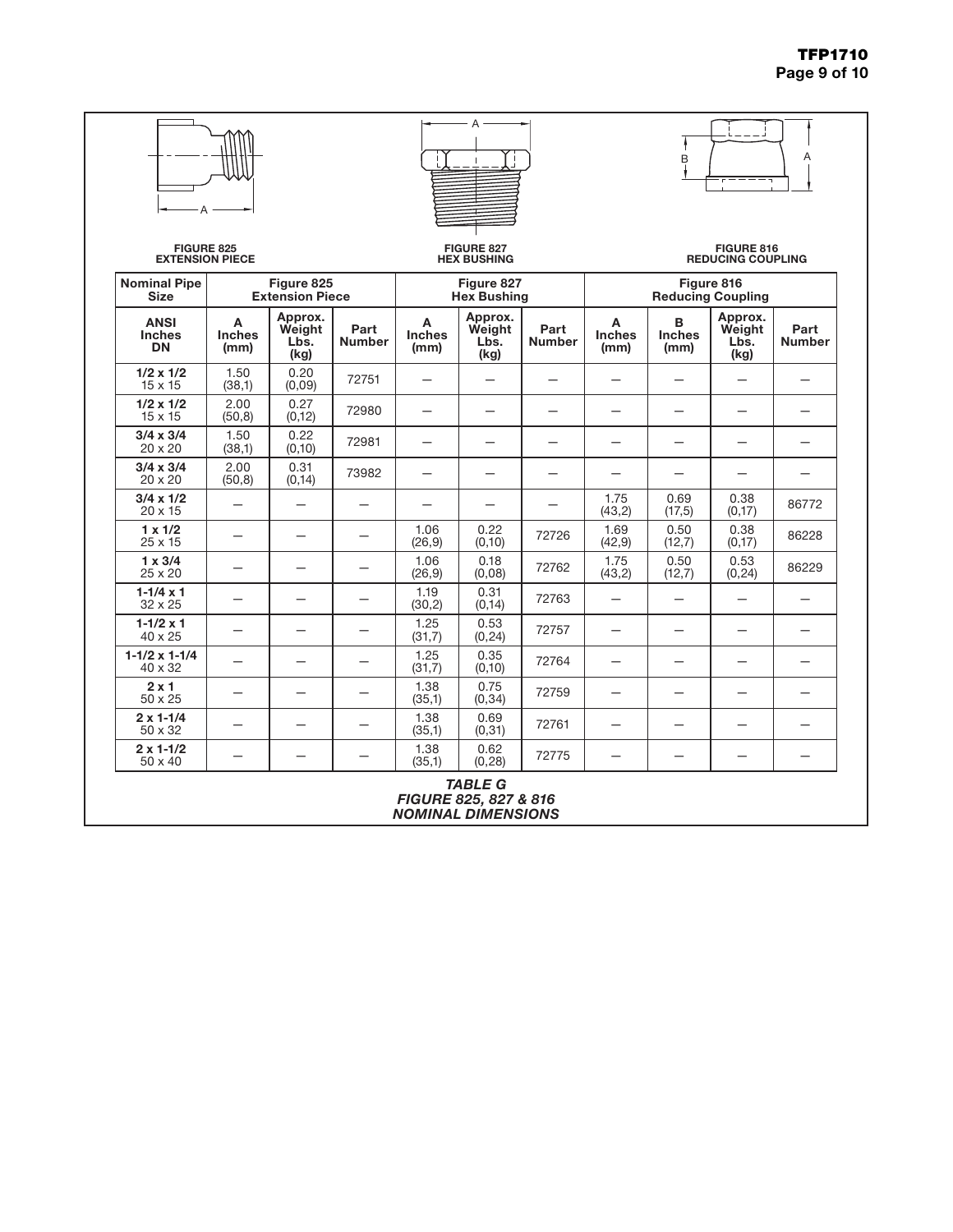FIGURE 825
EXTENSION PIECE

FIGURE 827
HEX BUSHING

FIGURE 816
REDUCING COUPLING

| Nominal Pipe Size | Figure 825 Extension Piece | | | Figure 827 Hex Bushing | | | Figure 816 Reducing Coupling | | | |
|---|---|---|---|---|---|---|---|---|---|---|
| **ANSI Inches DN** | **A Inches (mm)** | **Approx. Weight Lbs. (kg)** | **Part Number** | **A Inches (mm)** | **Approx. Weight Lbs. (kg)** | **Part Number** | **A Inches (mm)** | **B Inches (mm)** | **Approx. Weight Lbs. (kg)** | **Part Number** |
| **1/2 x 1/2** 15 x 15 | 1.50 (38,1) | 0.20 (0,09) | 72751 | — | — | — | — | — | — | — |
| **1/2 x 1/2** 15 x 15 | 2.00 (50,8) | 0.27 (0,12) | 72980 | — | — | — | — | — | — | — |
| **3/4 x 3/4** 20 x 20 | 1.50 (38,1) | 0.22 (0,10) | 72981 | — | — | — | — | — | — | — |
| **3/4 x 3/4** 20 x 20 | 2.00 (50,8) | 0.31 (0,14) | 73982 | — | — | — | — | — | — | — |
| **3/4 x 1/2** 20 x 15 | — | — | — | — | — | — | 1.75 (43,2) | 0.69 (17,5) | 0.38 (0,17) | 86772 |
| **1 x 1/2** 25 x 15 | — | — | — | 1.06 (26,9) | 0.22 (0,10) | 72726 | 1.69 (42,9) | 0.50 (12,7) | 0.38 (0,17) | 86228 |
| **1 x 3/4** 25 x 20 | — | — | — | 1.06 (26,9) | 0.18 (0,08) | 72762 | 1.75 (43,2) | 0.50 (12,7) | 0.53 (0,24) | 86229 |
| **1-1/4 x 1** 32 x 25 | — | — | — | 1.19 (30,2) | 0.31 (0,14) | 72763 | — | — | — | — |
| **1-1/2 x 1** 40 x 25 | — | — | — | 1.25 (31,7) | 0.53 (0,24) | 72757 | — | — | — | — |
| **1-1/2 x 1-1/4** 40 x 32 | — | — | — | 1.25 (31,7) | 0.35 (0,10) | 72764 | — | — | — | — |
| **2 x 1** 50 x 25 | — | — | — | 1.38 (35,1) | 0.75 (0,34) | 72759 | — | — | — | — |
| **2 x 1-1/4** 50 x 32 | — | — | — | 1.38 (35,1) | 0.69 (0,31) | 72761 | — | — | — | — |
| **2 x 1-1/2** 50 x 40 | — | — | — | 1.38 (35,1) | 0.62 (0,28) | 72775 | — | — | — | — |

***TABLE G***
***FIGURE 825, 827 & 816***
***NOMINAL DIMENSIONS***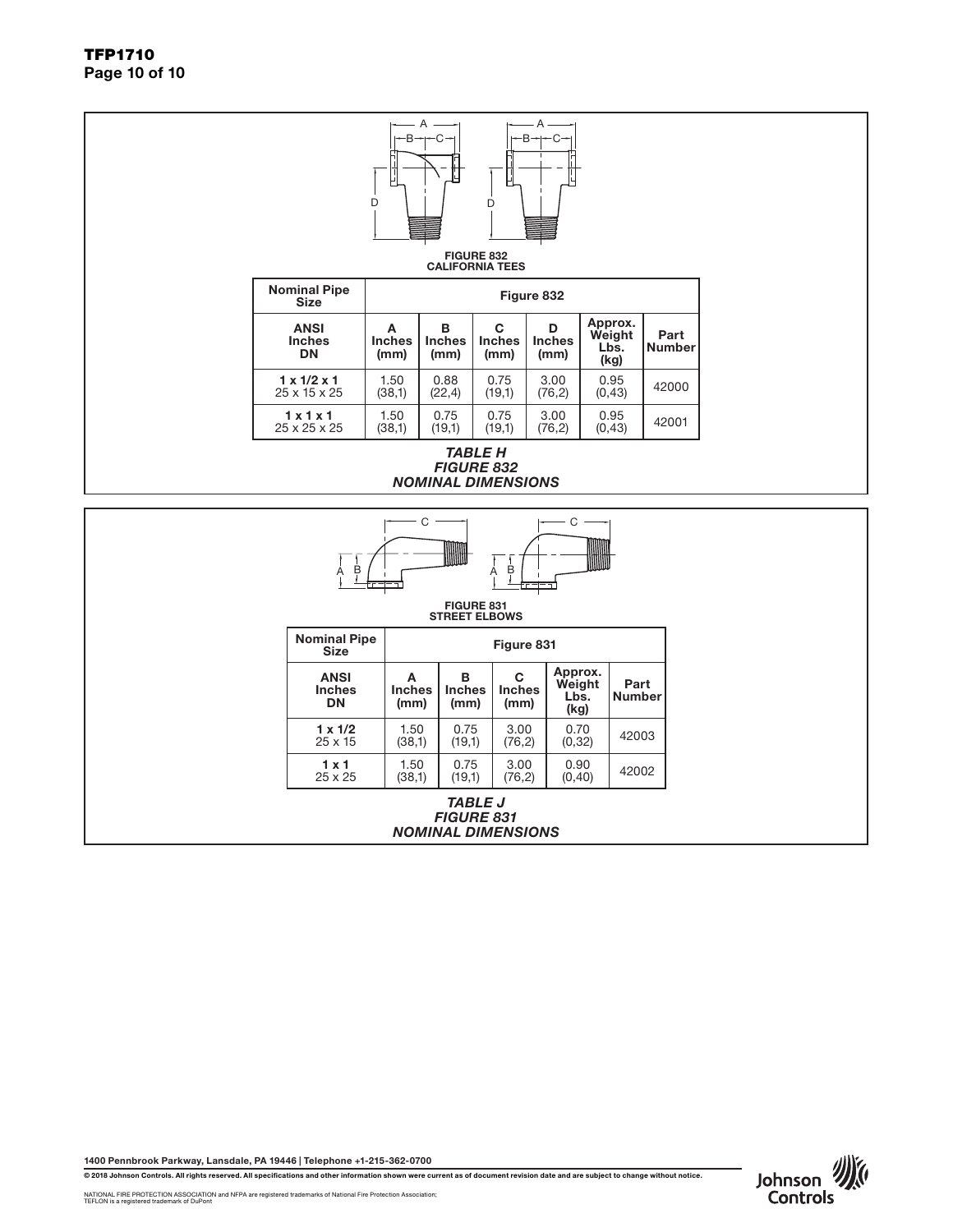FIGURE 832
CALIFORNIA TEES

| Nominal Pipe Size | Figure 832 | | | | | |
|---|---|---|---|---|---|---|
| **ANSI Inches DN** | **A Inches (mm)** | **B Inches (mm)** | **C Inches (mm)** | **D Inches (mm)** | **Approx. Weight Lbs. (kg)** | **Part Number** |
| **1 x 1/2 x 1** 25 x 15 x 25 | 1.50 (38,1) | 0.88 (22,4) | 0.75 (19,1) | 3.00 (76,2) | 0.95 (0,43) | 42000 |
| **1 x 1 x 1** 25 x 25 x 25 | 1.50 (38,1) | 0.75 (19,1) | 0.75 (19,1) | 3.00 (76,2) | 0.95 (0,43) | 42001 |

***TABLE H***
***FIGURE 832***
***NOMINAL DIMENSIONS***

FIGURE 831
STREET ELBOWS

| Nominal Pipe Size | Figure 831 | | | | |
|---|---|---|---|---|---|
| **ANSI Inches DN** | **A Inches (mm)** | **B Inches (mm)** | **C Inches (mm)** | **Approx. Weight Lbs. (kg)** | **Part Number** |
| **1 x 1/2** 25 x 15 | 1.50 (38,1) | 0.75 (19,1) | 3.00 (76,2) | 0.70 (0,32) | 42003 |
| **1 x 1** 25 x 25 | 1.50 (38,1) | 0.75 (19,1) | 3.00 (76,2) | 0.90 (0,40) | 42002 |

***TABLE J***
***FIGURE 831***
***NOMINAL DIMENSIONS***

**1400 Pennbrook Parkway, Lansdale, PA 19446 | Telephone +1-215-362-0700**

**© 2018 Johnson Controls. All rights reserved. All specifications and other information shown were current as of document revision date and are subject to change without notice.**

NATIONAL FIRE PROTECTION ASSOCIATION and NFPA are registered trademarks of National Fire Protection Association;
TEFLON is a registered trademark of DuPont

Johnson Controls